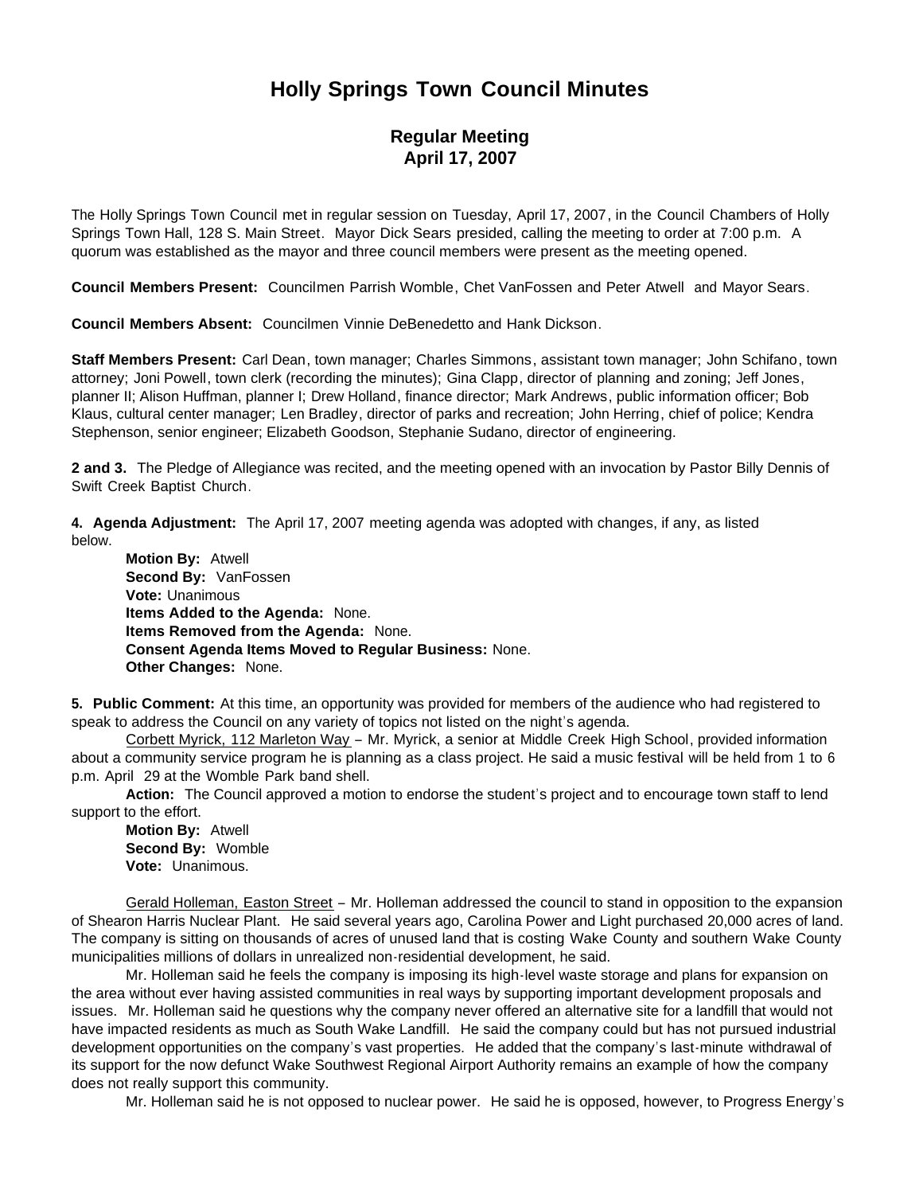# Holly Springs Town Council Minutes

## Regular Meeting
## April 17, 2007

The Holly Springs Town Council met in regular session on Tuesday, April 17, 2007, in the Council Chambers of Holly Springs Town Hall, 128 S. Main Street. Mayor Dick Sears presided, calling the meeting to order at 7:00 p.m. A quorum was established as the mayor and three council members were present as the meeting opened.

**Council Members Present:** Councilmen Parrish Womble, Chet VanFossen and Peter Atwell and Mayor Sears.

**Council Members Absent:** Councilmen Vinnie DeBenedetto and Hank Dickson.

**Staff Members Present:** Carl Dean, town manager; Charles Simmons, assistant town manager; John Schifano, town attorney; Joni Powell, town clerk (recording the minutes); Gina Clapp, director of planning and zoning; Jeff Jones, planner II; Alison Huffman, planner I; Drew Holland, finance director; Mark Andrews, public information officer; Bob Klaus, cultural center manager; Len Bradley, director of parks and recreation; John Herring, chief of police; Kendra Stephenson, senior engineer; Elizabeth Goodson, Stephanie Sudano, director of engineering.

**2 and 3.** The Pledge of Allegiance was recited, and the meeting opened with an invocation by Pastor Billy Dennis of Swift Creek Baptist Church.

**4. Agenda Adjustment:** The April 17, 2007 meeting agenda was adopted with changes, if any, as listed below.

**Motion By:** Atwell
**Second By:** VanFossen
**Vote:** Unanimous
**Items Added to the Agenda:** None.
**Items Removed from the Agenda:** None.
**Consent Agenda Items Moved to Regular Business:** None.
**Other Changes:** None.

**5. Public Comment:** At this time, an opportunity was provided for members of the audience who had registered to speak to address the Council on any variety of topics not listed on the night's agenda.

Corbett Myrick, 112 Marleton Way – Mr. Myrick, a senior at Middle Creek High School, provided information about a community service program he is planning as a class project. He said a music festival will be held from 1 to 6 p.m. April 29 at the Womble Park band shell.

**Action:** The Council approved a motion to endorse the student's project and to encourage town staff to lend support to the effort.

**Motion By:** Atwell
**Second By:** Womble
**Vote:** Unanimous.

Gerald Holleman, Easton Street – Mr. Holleman addressed the council to stand in opposition to the expansion of Shearon Harris Nuclear Plant. He said several years ago, Carolina Power and Light purchased 20,000 acres of land. The company is sitting on thousands of acres of unused land that is costing Wake County and southern Wake County municipalities millions of dollars in unrealized non-residential development, he said.

Mr. Holleman said he feels the company is imposing its high-level waste storage and plans for expansion on the area without ever having assisted communities in real ways by supporting important development proposals and issues. Mr. Holleman said he questions why the company never offered an alternative site for a landfill that would not have impacted residents as much as South Wake Landfill. He said the company could but has not pursued industrial development opportunities on the company's vast properties. He added that the company's last-minute withdrawal of its support for the now defunct Wake Southwest Regional Airport Authority remains an example of how the company does not really support this community.

Mr. Holleman said he is not opposed to nuclear power. He said he is opposed, however, to Progress Energy's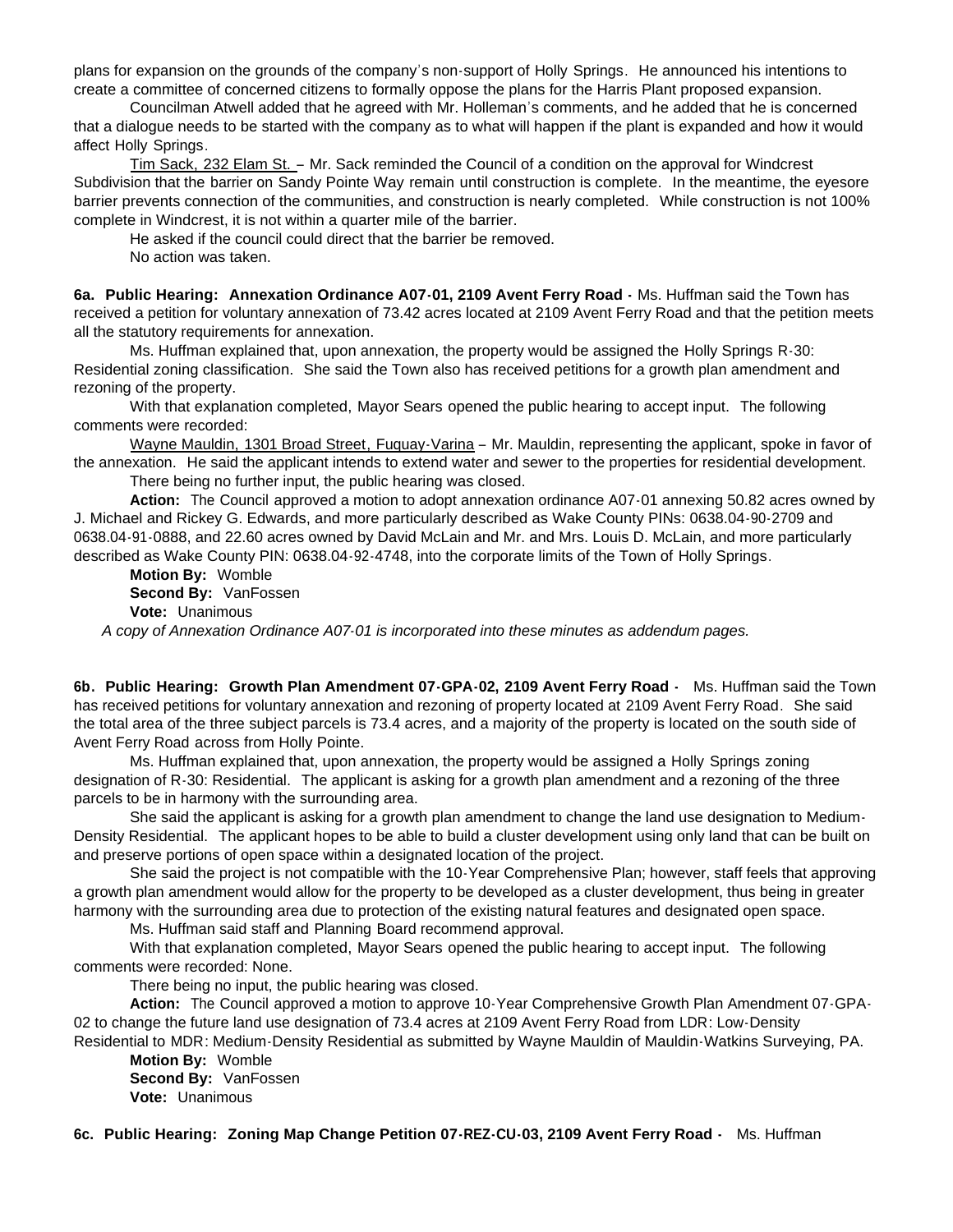plans for expansion on the grounds of the company's non-support of Holly Springs. He announced his intentions to create a committee of concerned citizens to formally oppose the plans for the Harris Plant proposed expansion.

Councilman Atwell added that he agreed with Mr. Holleman's comments, and he added that he is concerned that a dialogue needs to be started with the company as to what will happen if the plant is expanded and how it would affect Holly Springs.

Tim Sack, 232 Elam St. – Mr. Sack reminded the Council of a condition on the approval for Windcrest Subdivision that the barrier on Sandy Pointe Way remain until construction is complete. In the meantime, the eyesore barrier prevents connection of the communities, and construction is nearly completed. While construction is not 100% complete in Windcrest, it is not within a quarter mile of the barrier.

He asked if the council could direct that the barrier be removed.

No action was taken.

**6a. Public Hearing: Annexation Ordinance A07-01, 2109 Avent Ferry Road -** Ms. Huffman said the Town has received a petition for voluntary annexation of 73.42 acres located at 2109 Avent Ferry Road and that the petition meets all the statutory requirements for annexation.

Ms. Huffman explained that, upon annexation, the property would be assigned the Holly Springs R-30: Residential zoning classification. She said the Town also has received petitions for a growth plan amendment and rezoning of the property.

With that explanation completed, Mayor Sears opened the public hearing to accept input. The following comments were recorded:

Wayne Mauldin, 1301 Broad Street, Fuquay-Varina – Mr. Mauldin, representing the applicant, spoke in favor of the annexation. He said the applicant intends to extend water and sewer to the properties for residential development.

There being no further input, the public hearing was closed.

**Action:** The Council approved a motion to adopt annexation ordinance A07-01 annexing 50.82 acres owned by J. Michael and Rickey G. Edwards, and more particularly described as Wake County PINs: 0638.04-90-2709 and 0638.04-91-0888, and 22.60 acres owned by David McLain and Mr. and Mrs. Louis D. McLain, and more particularly described as Wake County PIN: 0638.04-92-4748, into the corporate limits of the Town of Holly Springs.

**Motion By:** Womble
**Second By:** VanFossen
**Vote:** Unanimous

*A copy of Annexation Ordinance A07-01 is incorporated into these minutes as addendum pages.*

**6b. Public Hearing: Growth Plan Amendment 07-GPA-02, 2109 Avent Ferry Road -** Ms. Huffman said the Town has received petitions for voluntary annexation and rezoning of property located at 2109 Avent Ferry Road. She said the total area of the three subject parcels is 73.4 acres, and a majority of the property is located on the south side of Avent Ferry Road across from Holly Pointe.

Ms. Huffman explained that, upon annexation, the property would be assigned a Holly Springs zoning designation of R-30: Residential. The applicant is asking for a growth plan amendment and a rezoning of the three parcels to be in harmony with the surrounding area.

She said the applicant is asking for a growth plan amendment to change the land use designation to Medium-Density Residential. The applicant hopes to be able to build a cluster development using only land that can be built on and preserve portions of open space within a designated location of the project.

She said the project is not compatible with the 10-Year Comprehensive Plan; however, staff feels that approving a growth plan amendment would allow for the property to be developed as a cluster development, thus being in greater harmony with the surrounding area due to protection of the existing natural features and designated open space.

Ms. Huffman said staff and Planning Board recommend approval.

With that explanation completed, Mayor Sears opened the public hearing to accept input. The following comments were recorded: None.

There being no input, the public hearing was closed.

**Action:** The Council approved a motion to approve 10-Year Comprehensive Growth Plan Amendment 07-GPA-02 to change the future land use designation of 73.4 acres at 2109 Avent Ferry Road from LDR: Low-Density Residential to MDR: Medium-Density Residential as submitted by Wayne Mauldin of Mauldin-Watkins Surveying, PA.

**Motion By:** Womble
**Second By:** VanFossen
**Vote:** Unanimous

**6c. Public Hearing: Zoning Map Change Petition 07-REZ-CU-03, 2109 Avent Ferry Road -** Ms. Huffman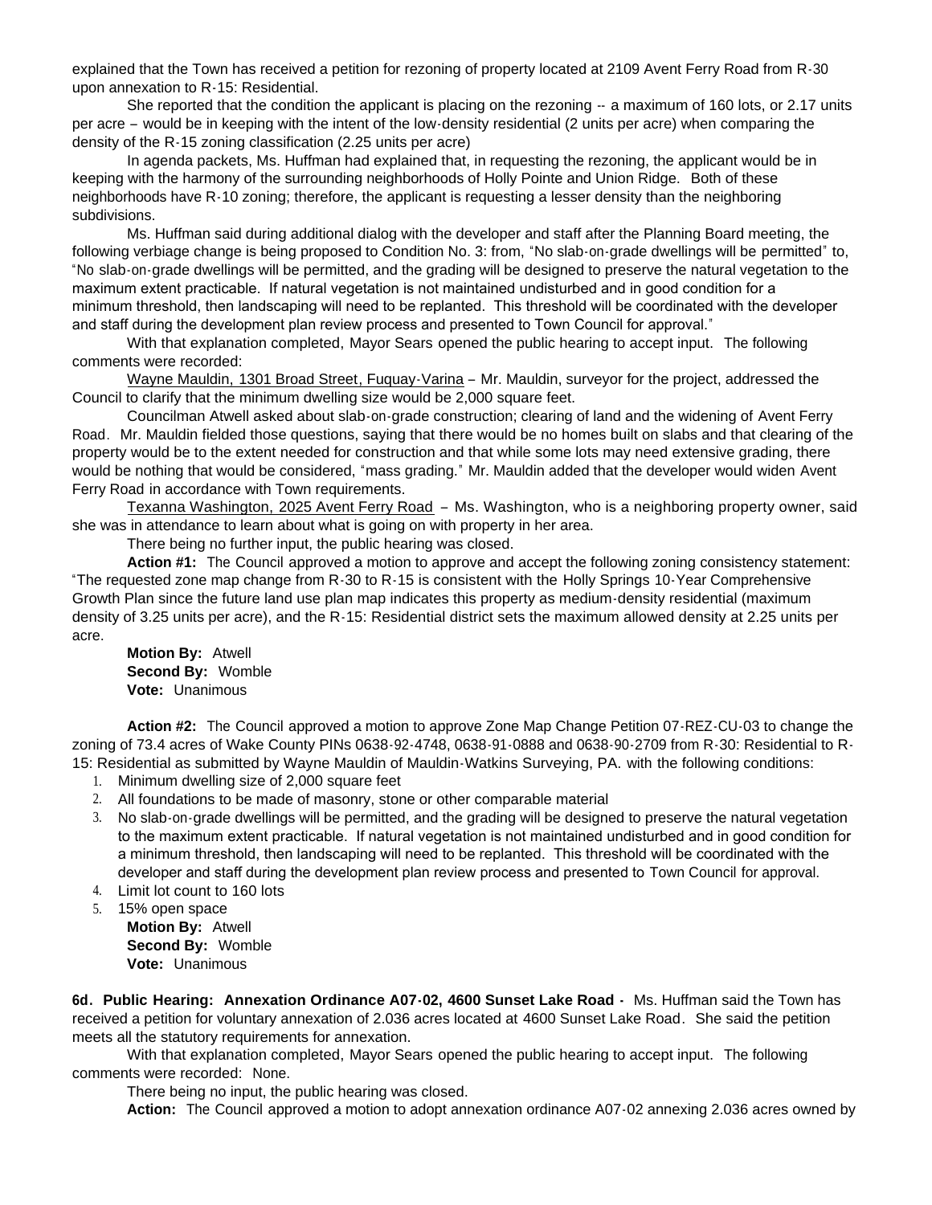explained that the Town has received a petition for rezoning of property located at 2109 Avent Ferry Road from R-30 upon annexation to R-15: Residential.

She reported that the condition the applicant is placing on the rezoning -- a maximum of 160 lots, or 2.17 units per acre – would be in keeping with the intent of the low-density residential (2 units per acre) when comparing the density of the R-15 zoning classification (2.25 units per acre)

In agenda packets, Ms. Huffman had explained that, in requesting the rezoning, the applicant would be in keeping with the harmony of the surrounding neighborhoods of Holly Pointe and Union Ridge. Both of these neighborhoods have R-10 zoning; therefore, the applicant is requesting a lesser density than the neighboring subdivisions.

Ms. Huffman said during additional dialog with the developer and staff after the Planning Board meeting, the following verbiage change is being proposed to Condition No. 3: from, "No slab-on-grade dwellings will be permitted" to, "No slab-on-grade dwellings will be permitted, and the grading will be designed to preserve the natural vegetation to the maximum extent practicable. If natural vegetation is not maintained undisturbed and in good condition for a minimum threshold, then landscaping will need to be replanted. This threshold will be coordinated with the developer and staff during the development plan review process and presented to Town Council for approval."

With that explanation completed, Mayor Sears opened the public hearing to accept input. The following comments were recorded:

Wayne Mauldin, 1301 Broad Street, Fuquay-Varina – Mr. Mauldin, surveyor for the project, addressed the Council to clarify that the minimum dwelling size would be 2,000 square feet.

Councilman Atwell asked about slab-on-grade construction; clearing of land and the widening of Avent Ferry Road. Mr. Mauldin fielded those questions, saying that there would be no homes built on slabs and that clearing of the property would be to the extent needed for construction and that while some lots may need extensive grading, there would be nothing that would be considered, "mass grading." Mr. Mauldin added that the developer would widen Avent Ferry Road in accordance with Town requirements.

Texanna Washington, 2025 Avent Ferry Road – Ms. Washington, who is a neighboring property owner, said she was in attendance to learn about what is going on with property in her area.

There being no further input, the public hearing was closed.

**Action #1:** The Council approved a motion to approve and accept the following zoning consistency statement: "The requested zone map change from R-30 to R-15 is consistent with the Holly Springs 10-Year Comprehensive Growth Plan since the future land use plan map indicates this property as medium-density residential (maximum density of 3.25 units per acre), and the R-15: Residential district sets the maximum allowed density at 2.25 units per acre.

**Motion By:** Atwell
**Second By:** Womble
**Vote:** Unanimous

**Action #2:** The Council approved a motion to approve Zone Map Change Petition 07-REZ-CU-03 to change the zoning of 73.4 acres of Wake County PINs 0638-92-4748, 0638-91-0888 and 0638-90-2709 from R-30: Residential to R-15: Residential as submitted by Wayne Mauldin of Mauldin-Watkins Surveying, PA. with the following conditions:

1. Minimum dwelling size of 2,000 square feet
2. All foundations to be made of masonry, stone or other comparable material
3. No slab-on-grade dwellings will be permitted, and the grading will be designed to preserve the natural vegetation to the maximum extent practicable. If natural vegetation is not maintained undisturbed and in good condition for a minimum threshold, then landscaping will need to be replanted. This threshold will be coordinated with the developer and staff during the development plan review process and presented to Town Council for approval.
4. Limit lot count to 160 lots
5. 15% open space

**Motion By:** Atwell
**Second By:** Womble
**Vote:** Unanimous

**6d. Public Hearing: Annexation Ordinance A07-02, 4600 Sunset Lake Road** - Ms. Huffman said the Town has received a petition for voluntary annexation of 2.036 acres located at 4600 Sunset Lake Road. She said the petition meets all the statutory requirements for annexation.

With that explanation completed, Mayor Sears opened the public hearing to accept input. The following comments were recorded: None.

There being no input, the public hearing was closed.

**Action:** The Council approved a motion to adopt annexation ordinance A07-02 annexing 2.036 acres owned by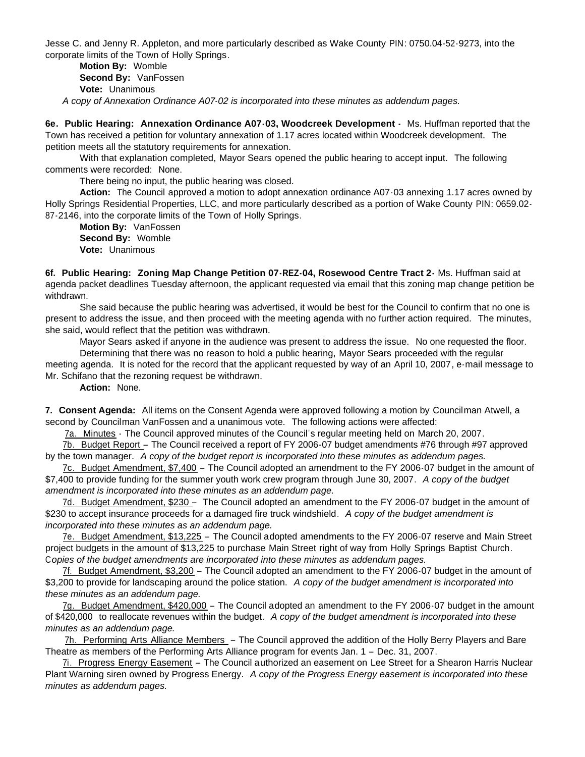Jesse C. and Jenny R. Appleton, and more particularly described as Wake County PIN: 0750.04-52-9273, into the corporate limits of the Town of Holly Springs.

**Motion By:** Womble
**Second By:** VanFossen
**Vote:** Unanimous

*A copy of Annexation Ordinance A07-02 is incorporated into these minutes as addendum pages.*

**6e. Public Hearing: Annexation Ordinance A07-03, Woodcreek Development -** Ms. Huffman reported that the Town has received a petition for voluntary annexation of 1.17 acres located within Woodcreek development. The petition meets all the statutory requirements for annexation.

With that explanation completed, Mayor Sears opened the public hearing to accept input. The following comments were recorded: None.

There being no input, the public hearing was closed.

**Action:** The Council approved a motion to adopt annexation ordinance A07-03 annexing 1.17 acres owned by Holly Springs Residential Properties, LLC, and more particularly described as a portion of Wake County PIN: 0659.02-87-2146, into the corporate limits of the Town of Holly Springs.

**Motion By:** VanFossen
**Second By:** Womble
**Vote:** Unanimous

**6f. Public Hearing: Zoning Map Change Petition 07-REZ-04, Rosewood Centre Tract 2-** Ms. Huffman said at agenda packet deadlines Tuesday afternoon, the applicant requested via email that this zoning map change petition be withdrawn.

She said because the public hearing was advertised, it would be best for the Council to confirm that no one is present to address the issue, and then proceed with the meeting agenda with no further action required. The minutes, she said, would reflect that the petition was withdrawn.

Mayor Sears asked if anyone in the audience was present to address the issue. No one requested the floor.

Determining that there was no reason to hold a public hearing, Mayor Sears proceeded with the regular meeting agenda. It is noted for the record that the applicant requested by way of an April 10, 2007, e-mail message to Mr. Schifano that the rezoning request be withdrawn.

**Action:** None.

**7. Consent Agenda:** All items on the Consent Agenda were approved following a motion by Councilman Atwell, a second by Councilman VanFossen and a unanimous vote. The following actions were affected:

7a. Minutes - The Council approved minutes of the Council's regular meeting held on March 20, 2007.

7b. Budget Report – The Council received a report of FY 2006-07 budget amendments #76 through #97 approved by the town manager. *A copy of the budget report is incorporated into these minutes as addendum pages.*

7c. Budget Amendment, $7,400 – The Council adopted an amendment to the FY 2006-07 budget in the amount of $7,400 to provide funding for the summer youth work crew program through June 30, 2007. *A copy of the budget amendment is incorporated into these minutes as an addendum page.*

7d. Budget Amendment, $230 – The Council adopted an amendment to the FY 2006-07 budget in the amount of $230 to accept insurance proceeds for a damaged fire truck windshield. *A copy of the budget amendment is incorporated into these minutes as an addendum page.*

7e. Budget Amendment, $13,225 – The Council adopted amendments to the FY 2006-07 reserve and Main Street project budgets in the amount of $13,225 to purchase Main Street right of way from Holly Springs Baptist Church. *Copies of the budget amendments are incorporated into these minutes as addendum pages.*

7f. Budget Amendment, $3,200 – The Council adopted an amendment to the FY 2006-07 budget in the amount of $3,200 to provide for landscaping around the police station. *A copy of the budget amendment is incorporated into these minutes as an addendum page.*

7g. Budget Amendment, $420,000 – The Council adopted an amendment to the FY 2006-07 budget in the amount of $420,000 to reallocate revenues within the budget. *A copy of the budget amendment is incorporated into these minutes as an addendum page.*

7h. Performing Arts Alliance Members – The Council approved the addition of the Holly Berry Players and Bare Theatre as members of the Performing Arts Alliance program for events Jan. 1 – Dec. 31, 2007.

7i. Progress Energy Easement – The Council authorized an easement on Lee Street for a Shearon Harris Nuclear Plant Warning siren owned by Progress Energy. *A copy of the Progress Energy easement is incorporated into these minutes as addendum pages.*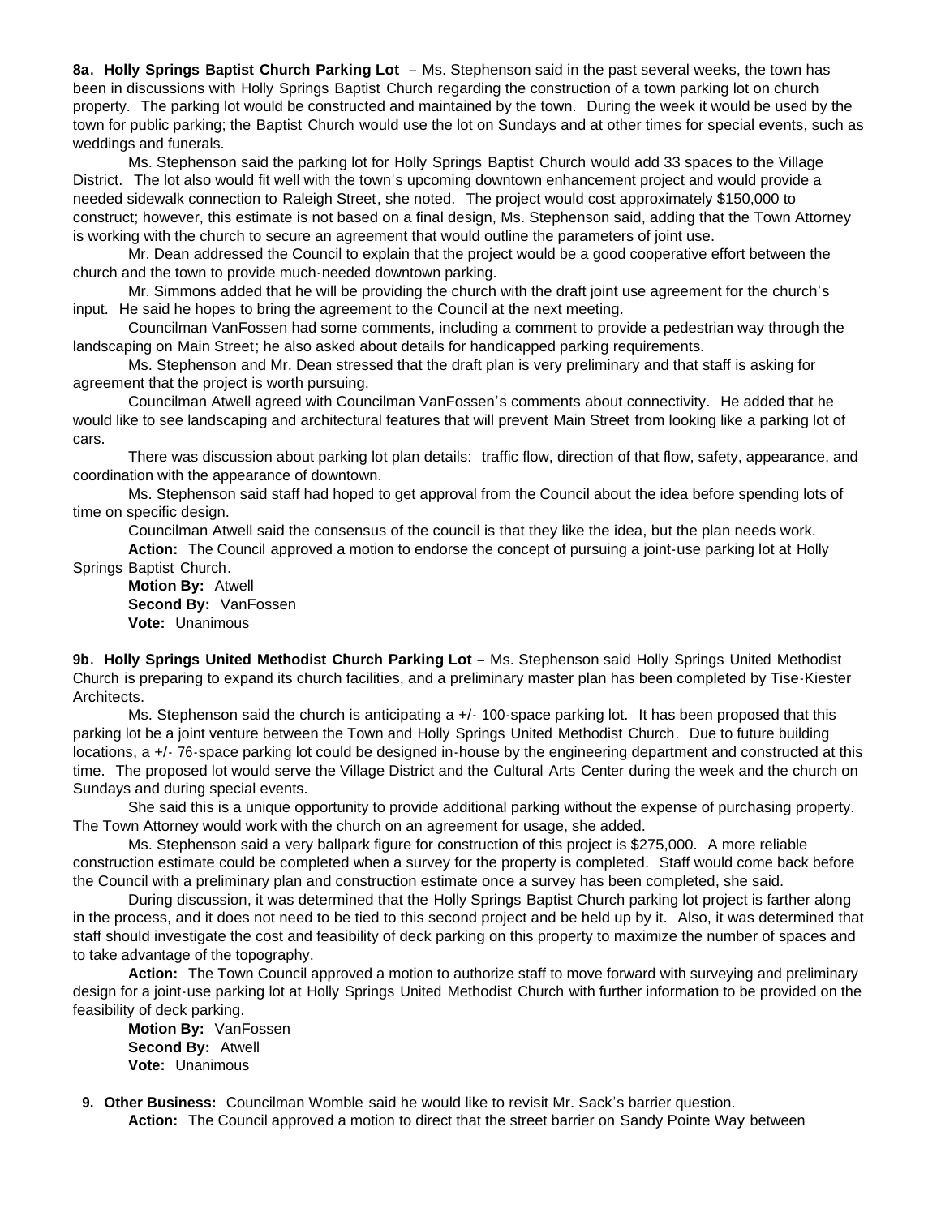**8a. Holly Springs Baptist Church Parking Lot** – Ms. Stephenson said in the past several weeks, the town has been in discussions with Holly Springs Baptist Church regarding the construction of a town parking lot on church property. The parking lot would be constructed and maintained by the town. During the week it would be used by the town for public parking; the Baptist Church would use the lot on Sundays and at other times for special events, such as weddings and funerals.

Ms. Stephenson said the parking lot for Holly Springs Baptist Church would add 33 spaces to the Village District. The lot also would fit well with the town's upcoming downtown enhancement project and would provide a needed sidewalk connection to Raleigh Street, she noted. The project would cost approximately $150,000 to construct; however, this estimate is not based on a final design, Ms. Stephenson said, adding that the Town Attorney is working with the church to secure an agreement that would outline the parameters of joint use.

Mr. Dean addressed the Council to explain that the project would be a good cooperative effort between the church and the town to provide much-needed downtown parking.

Mr. Simmons added that he will be providing the church with the draft joint use agreement for the church's input. He said he hopes to bring the agreement to the Council at the next meeting.

Councilman VanFossen had some comments, including a comment to provide a pedestrian way through the landscaping on Main Street; he also asked about details for handicapped parking requirements.

Ms. Stephenson and Mr. Dean stressed that the draft plan is very preliminary and that staff is asking for agreement that the project is worth pursuing.

Councilman Atwell agreed with Councilman VanFossen's comments about connectivity. He added that he would like to see landscaping and architectural features that will prevent Main Street from looking like a parking lot of cars.

There was discussion about parking lot plan details: traffic flow, direction of that flow, safety, appearance, and coordination with the appearance of downtown.

Ms. Stephenson said staff had hoped to get approval from the Council about the idea before spending lots of time on specific design.

Councilman Atwell said the consensus of the council is that they like the idea, but the plan needs work.

**Action:** The Council approved a motion to endorse the concept of pursuing a joint-use parking lot at Holly Springs Baptist Church.

**Motion By:** Atwell
**Second By:** VanFossen
**Vote:** Unanimous

**9b. Holly Springs United Methodist Church Parking Lot** – Ms. Stephenson said Holly Springs United Methodist Church is preparing to expand its church facilities, and a preliminary master plan has been completed by Tise-Kiester Architects.

Ms. Stephenson said the church is anticipating a +/- 100-space parking lot. It has been proposed that this parking lot be a joint venture between the Town and Holly Springs United Methodist Church. Due to future building locations, a +/- 76-space parking lot could be designed in-house by the engineering department and constructed at this time. The proposed lot would serve the Village District and the Cultural Arts Center during the week and the church on Sundays and during special events.

She said this is a unique opportunity to provide additional parking without the expense of purchasing property. The Town Attorney would work with the church on an agreement for usage, she added.

Ms. Stephenson said a very ballpark figure for construction of this project is $275,000. A more reliable construction estimate could be completed when a survey for the property is completed. Staff would come back before the Council with a preliminary plan and construction estimate once a survey has been completed, she said.

During discussion, it was determined that the Holly Springs Baptist Church parking lot project is farther along in the process, and it does not need to be tied to this second project and be held up by it. Also, it was determined that staff should investigate the cost and feasibility of deck parking on this property to maximize the number of spaces and to take advantage of the topography.

**Action:** The Town Council approved a motion to authorize staff to move forward with surveying and preliminary design for a joint-use parking lot at Holly Springs United Methodist Church with further information to be provided on the feasibility of deck parking.

**Motion By:** VanFossen
**Second By:** Atwell
**Vote:** Unanimous

**9. Other Business:** Councilman Womble said he would like to revisit Mr. Sack's barrier question.

**Action:** The Council approved a motion to direct that the street barrier on Sandy Pointe Way between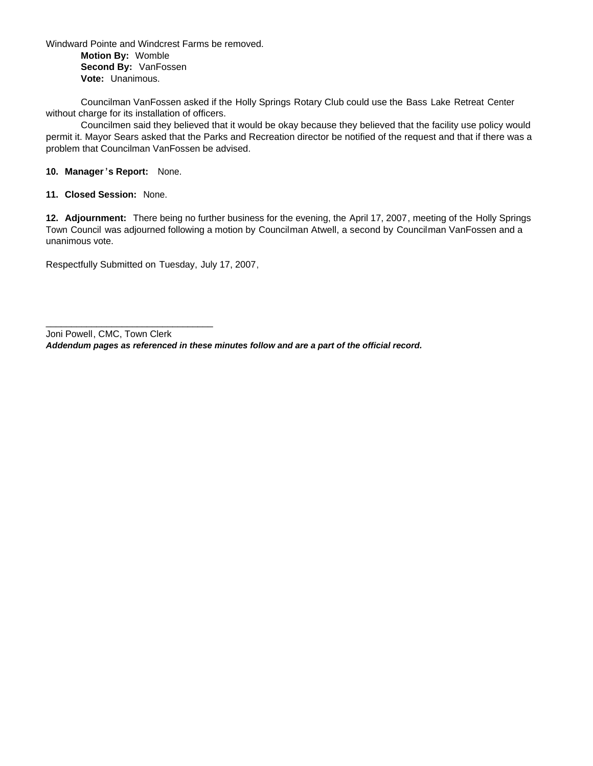Windward Pointe and Windcrest Farms be removed.

**Motion By:** Womble
**Second By:** VanFossen
**Vote:** Unanimous.

Councilman VanFossen asked if the Holly Springs Rotary Club could use the Bass Lake Retreat Center without charge for its installation of officers.

Councilmen said they believed that it would be okay because they believed that the facility use policy would permit it. Mayor Sears asked that the Parks and Recreation director be notified of the request and that if there was a problem that Councilman VanFossen be advised.

**10. Manager's Report:** None.

**11. Closed Session:** None.

**12. Adjournment:** There being no further business for the evening, the April 17, 2007, meeting of the Holly Springs Town Council was adjourned following a motion by Councilman Atwell, a second by Councilman VanFossen and a unanimous vote.

Respectfully Submitted on Tuesday, July 17, 2007,

________________________________
Joni Powell, CMC, Town Clerk

***Addendum pages as referenced in these minutes follow and are a part of the official record.***